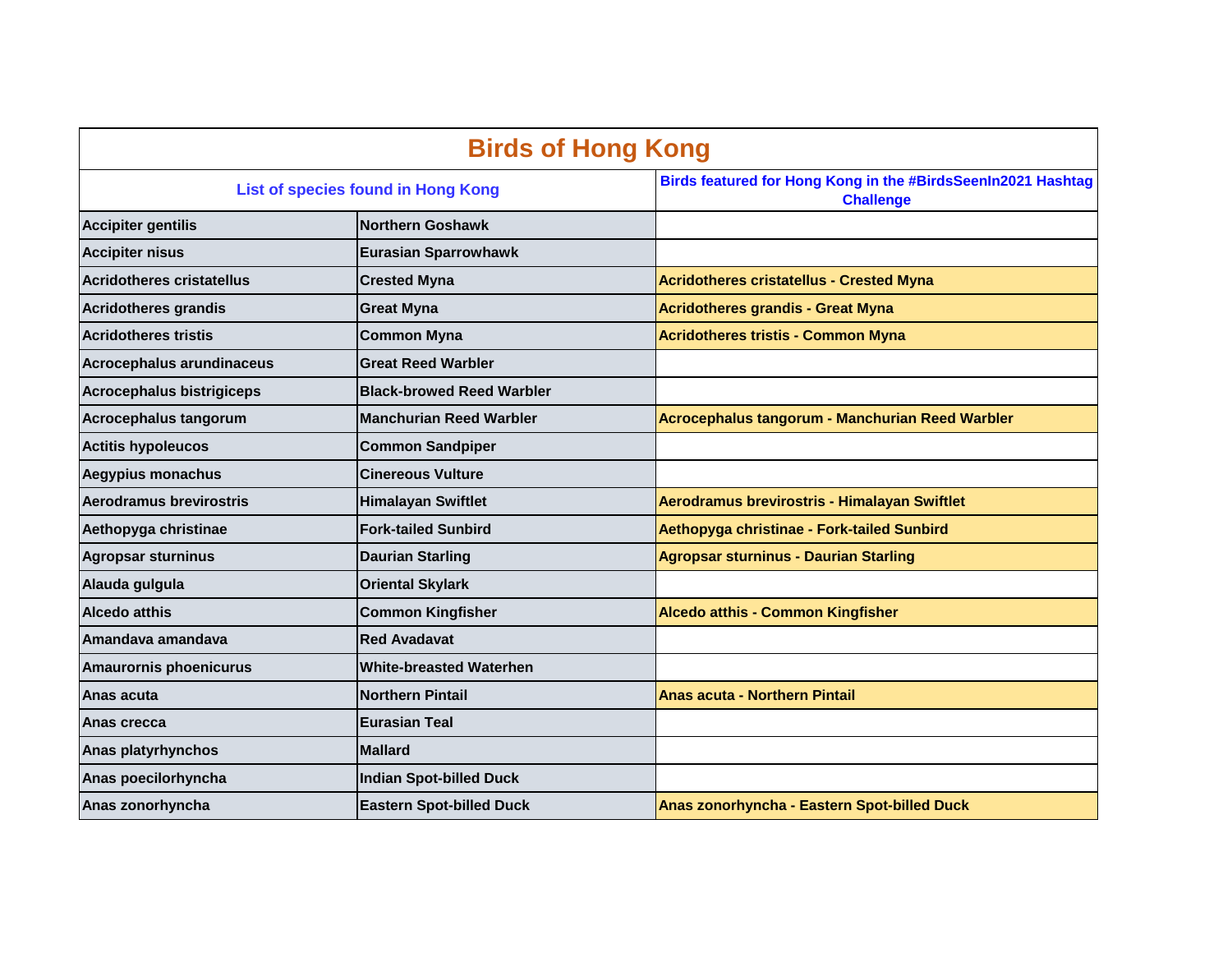# Birds of Hong Kong

| List of species found in Hong Kong | | Birds featured for Hong Kong in the #BirdsSeenIn2021 Hashtag Challenge |
|---|---|---|
| **Accipiter gentilis** | **Northern Goshawk** | |
| **Accipiter nisus** | **Eurasian Sparrowhawk** | |
| **Acridotheres cristatellus** | **Crested Myna** | **Acridotheres cristatellus - Crested Myna** |
| **Acridotheres grandis** | **Great Myna** | **Acridotheres grandis - Great Myna** |
| **Acridotheres tristis** | **Common Myna** | **Acridotheres tristis - Common Myna** |
| **Acrocephalus arundinaceus** | **Great Reed Warbler** | |
| **Acrocephalus bistrigiceps** | **Black-browed Reed Warbler** | |
| **Acrocephalus tangorum** | **Manchurian Reed Warbler** | **Acrocephalus tangorum - Manchurian Reed Warbler** |
| **Actitis hypoleucos** | **Common Sandpiper** | |
| **Aegypius monachus** | **Cinereous Vulture** | |
| **Aerodramus brevirostris** | **Himalayan Swiftlet** | **Aerodramus brevirostris - Himalayan Swiftlet** |
| **Aethopyga christinae** | **Fork-tailed Sunbird** | **Aethopyga christinae - Fork-tailed Sunbird** |
| **Agropsar sturninus** | **Daurian Starling** | **Agropsar sturninus - Daurian Starling** |
| **Alauda gulgula** | **Oriental Skylark** | |
| **Alcedo atthis** | **Common Kingfisher** | **Alcedo atthis - Common Kingfisher** |
| **Amandava amandava** | **Red Avadavat** | |
| **Amaurornis phoenicurus** | **White-breasted Waterhen** | |
| **Anas acuta** | **Northern Pintail** | **Anas acuta - Northern Pintail** |
| **Anas crecca** | **Eurasian Teal** | |
| **Anas platyrhynchos** | **Mallard** | |
| **Anas poecilorhyncha** | **Indian Spot-billed Duck** | |
| **Anas zonorhyncha** | **Eastern Spot-billed Duck** | **Anas zonorhyncha - Eastern Spot-billed Duck** |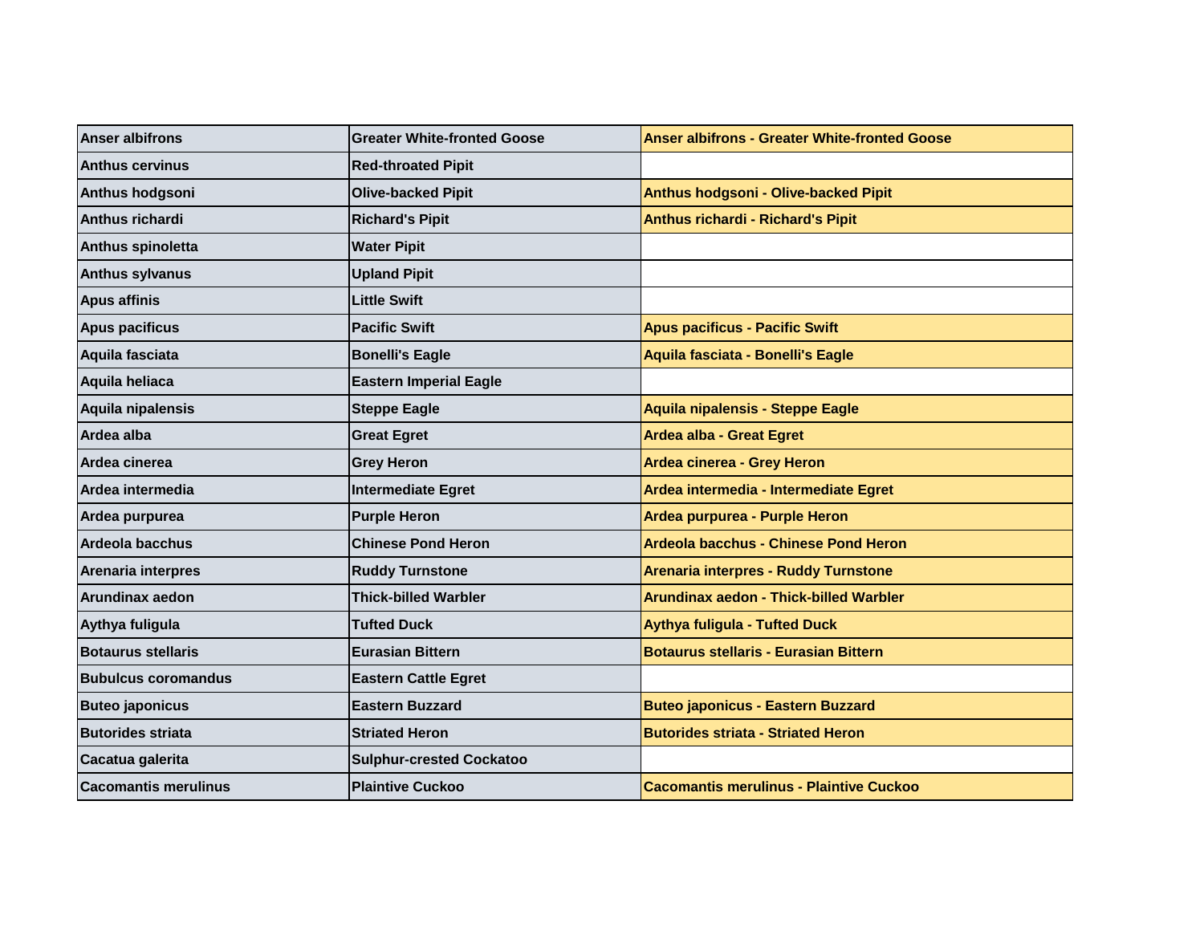| Anser albifrons | Greater White-fronted Goose | Anser albifrons - Greater White-fronted Goose |
|---|---|---|
| Anthus cervinus | Red-throated Pipit | |
| Anthus hodgsoni | Olive-backed Pipit | Anthus hodgsoni - Olive-backed Pipit |
| Anthus richardi | Richard's Pipit | Anthus richardi - Richard's Pipit |
| Anthus spinoletta | Water Pipit | |
| Anthus sylvanus | Upland Pipit | |
| Apus affinis | Little Swift | |
| Apus pacificus | Pacific Swift | Apus pacificus - Pacific Swift |
| Aquila fasciata | Bonelli's Eagle | Aquila fasciata - Bonelli's Eagle |
| Aquila heliaca | Eastern Imperial Eagle | |
| Aquila nipalensis | Steppe Eagle | Aquila nipalensis - Steppe Eagle |
| Ardea alba | Great Egret | Ardea alba - Great Egret |
| Ardea cinerea | Grey Heron | Ardea cinerea - Grey Heron |
| Ardea intermedia | Intermediate Egret | Ardea intermedia - Intermediate Egret |
| Ardea purpurea | Purple Heron | Ardea purpurea - Purple Heron |
| Ardeola bacchus | Chinese Pond Heron | Ardeola bacchus - Chinese Pond Heron |
| Arenaria interpres | Ruddy Turnstone | Arenaria interpres - Ruddy Turnstone |
| Arundinax aedon | Thick-billed Warbler | Arundinax aedon - Thick-billed Warbler |
| Aythya fuligula | Tufted Duck | Aythya fuligula - Tufted Duck |
| Botaurus stellaris | Eurasian Bittern | Botaurus stellaris - Eurasian Bittern |
| Bubulcus coromandus | Eastern Cattle Egret | |
| Buteo japonicus | Eastern Buzzard | Buteo japonicus - Eastern Buzzard |
| Butorides striata | Striated Heron | Butorides striata - Striated Heron |
| Cacatua galerita | Sulphur-crested Cockatoo | |
| Cacomantis merulinus | Plaintive Cuckoo | Cacomantis merulinus - Plaintive Cuckoo |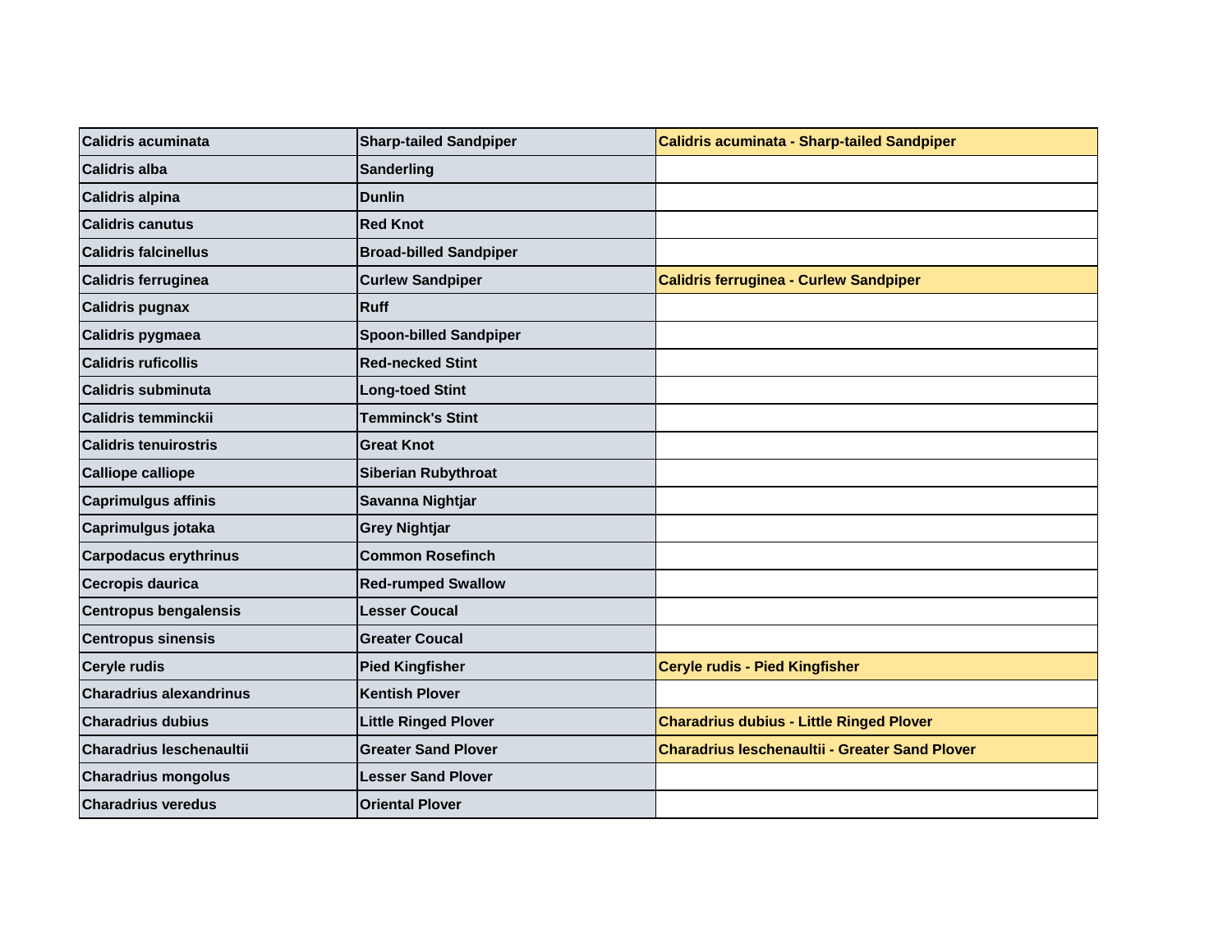| Calidris acuminata | Sharp-tailed Sandpiper | Calidris acuminata - Sharp-tailed Sandpiper |
|---|---|---|
| Calidris alba | Sanderling | |
| Calidris alpina | Dunlin | |
| Calidris canutus | Red Knot | |
| Calidris falcinellus | Broad-billed Sandpiper | |
| Calidris ferruginea | Curlew Sandpiper | Calidris ferruginea - Curlew Sandpiper |
| Calidris pugnax | Ruff | |
| Calidris pygmaea | Spoon-billed Sandpiper | |
| Calidris ruficollis | Red-necked Stint | |
| Calidris subminuta | Long-toed Stint | |
| Calidris temminckii | Temminck's Stint | |
| Calidris tenuirostris | Great Knot | |
| Calliope calliope | Siberian Rubythroat | |
| Caprimulgus affinis | Savanna Nightjar | |
| Caprimulgus jotaka | Grey Nightjar | |
| Carpodacus erythrinus | Common Rosefinch | |
| Cecropis daurica | Red-rumped Swallow | |
| Centropus bengalensis | Lesser Coucal | |
| Centropus sinensis | Greater Coucal | |
| Ceryle rudis | Pied Kingfisher | Ceryle rudis - Pied Kingfisher |
| Charadrius alexandrinus | Kentish Plover | |
| Charadrius dubius | Little Ringed Plover | Charadrius dubius - Little Ringed Plover |
| Charadrius leschenaultii | Greater Sand Plover | Charadrius leschenaultii - Greater Sand Plover |
| Charadrius mongolus | Lesser Sand Plover | |
| Charadrius veredus | Oriental Plover | |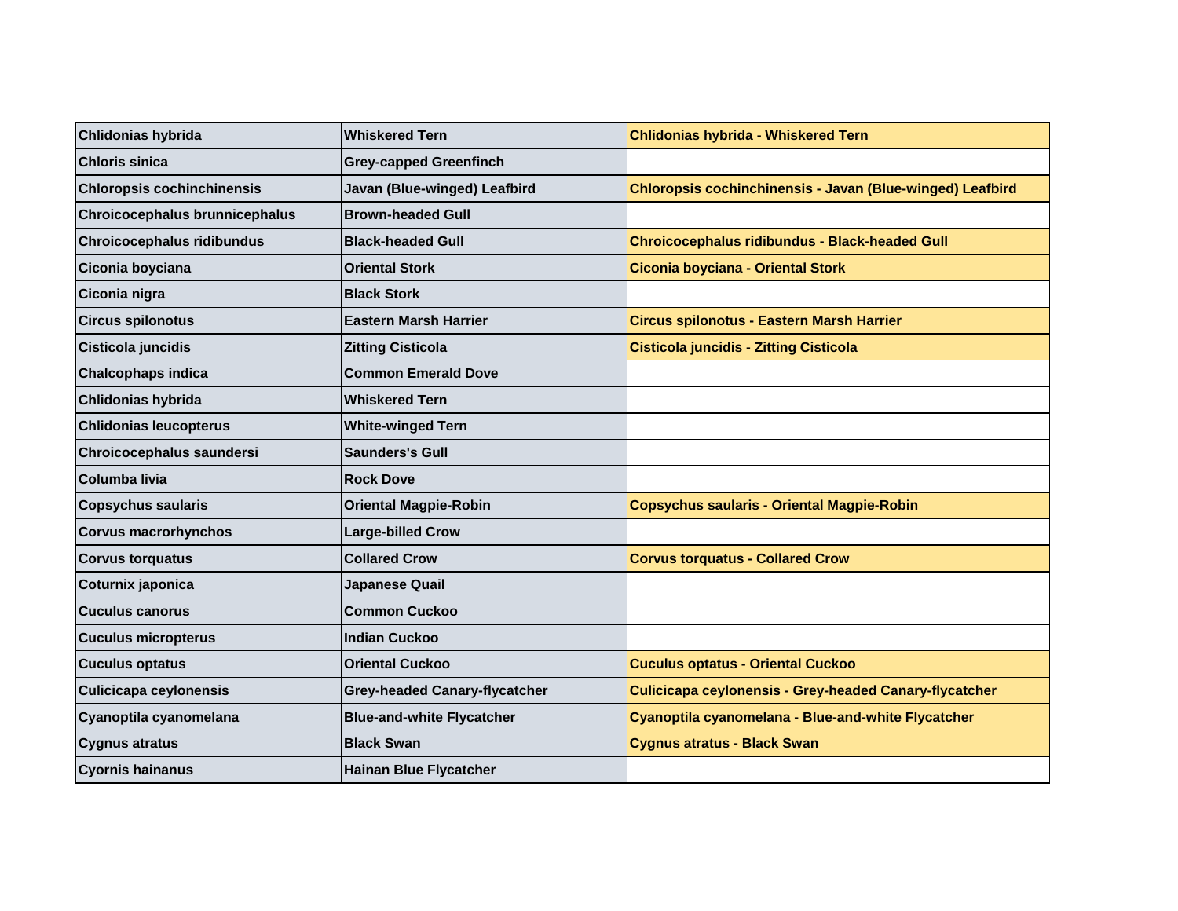| Chlidonias hybrida | Whiskered Tern | Chlidonias hybrida - Whiskered Tern |
|---|---|---|
| Chloris sinica | Grey-capped Greenfinch | |
| Chloropsis cochinchinensis | Javan (Blue-winged) Leafbird | Chloropsis cochinchinensis - Javan (Blue-winged) Leafbird |
| Chroicocephalus brunnicephalus | Brown-headed Gull | |
| Chroicocephalus ridibundus | Black-headed Gull | Chroicocephalus ridibundus - Black-headed Gull |
| Ciconia boyciana | Oriental Stork | Ciconia boyciana - Oriental Stork |
| Ciconia nigra | Black Stork | |
| Circus spilonotus | Eastern Marsh Harrier | Circus spilonotus - Eastern Marsh Harrier |
| Cisticola juncidis | Zitting Cisticola | Cisticola juncidis - Zitting Cisticola |
| Chalcophaps indica | Common Emerald Dove | |
| Chlidonias hybrida | Whiskered Tern | |
| Chlidonias leucopterus | White-winged Tern | |
| Chroicocephalus saundersi | Saunders's Gull | |
| Columba livia | Rock Dove | |
| Copsychus saularis | Oriental Magpie-Robin | Copsychus saularis - Oriental Magpie-Robin |
| Corvus macrorhynchos | Large-billed Crow | |
| Corvus torquatus | Collared Crow | Corvus torquatus - Collared Crow |
| Coturnix japonica | Japanese Quail | |
| Cuculus canorus | Common Cuckoo | |
| Cuculus micropterus | Indian Cuckoo | |
| Cuculus optatus | Oriental Cuckoo | Cuculus optatus - Oriental Cuckoo |
| Culicicapa ceylonensis | Grey-headed Canary-flycatcher | Culicicapa ceylonensis - Grey-headed Canary-flycatcher |
| Cyanoptila cyanomelana | Blue-and-white Flycatcher | Cyanoptila cyanomelana - Blue-and-white Flycatcher |
| Cygnus atratus | Black Swan | Cygnus atratus - Black Swan |
| Cyornis hainanus | Hainan Blue Flycatcher | |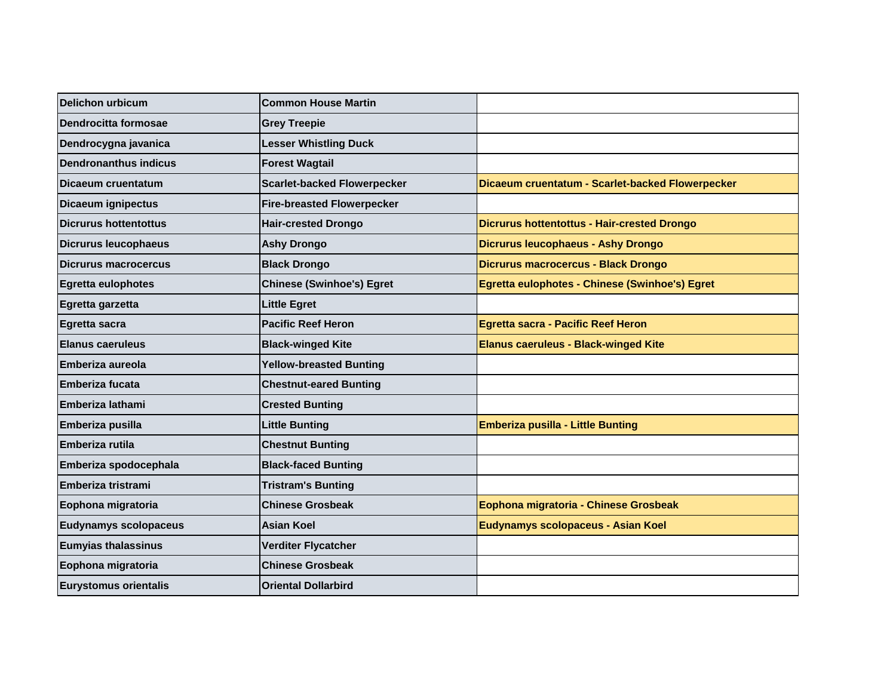| Delichon urbicum | Common House Martin | |
|---|---|---|
| Dendrocitta formosae | Grey Treepie | |
| Dendrocygna javanica | Lesser Whistling Duck | |
| Dendronanthus indicus | Forest Wagtail | |
| Dicaeum cruentatum | Scarlet-backed Flowerpecker | Dicaeum cruentatum - Scarlet-backed Flowerpecker |
| Dicaeum ignipectus | Fire-breasted Flowerpecker | |
| Dicrurus hottentottus | Hair-crested Drongo | Dicrurus hottentottus - Hair-crested Drongo |
| Dicrurus leucophaeus | Ashy Drongo | Dicrurus leucophaeus - Ashy Drongo |
| Dicrurus macrocercus | Black Drongo | Dicrurus macrocercus - Black Drongo |
| Egretta eulophotes | Chinese (Swinhoe's) Egret | Egretta eulophotes - Chinese (Swinhoe's) Egret |
| Egretta garzetta | Little Egret | |
| Egretta sacra | Pacific Reef Heron | Egretta sacra - Pacific Reef Heron |
| Elanus caeruleus | Black-winged Kite | Elanus caeruleus - Black-winged Kite |
| Emberiza aureola | Yellow-breasted Bunting | |
| Emberiza fucata | Chestnut-eared Bunting | |
| Emberiza lathami | Crested Bunting | |
| Emberiza pusilla | Little Bunting | Emberiza pusilla - Little Bunting |
| Emberiza rutila | Chestnut Bunting | |
| Emberiza spodocephala | Black-faced Bunting | |
| Emberiza tristrami | Tristram's Bunting | |
| Eophona migratoria | Chinese Grosbeak | Eophona migratoria - Chinese Grosbeak |
| Eudynamys scolopaceus | Asian Koel | Eudynamys scolopaceus - Asian Koel |
| Eumyias thalassinus | Verditer Flycatcher | |
| Eophona migratoria | Chinese Grosbeak | |
| Eurystomus orientalis | Oriental Dollarbird | |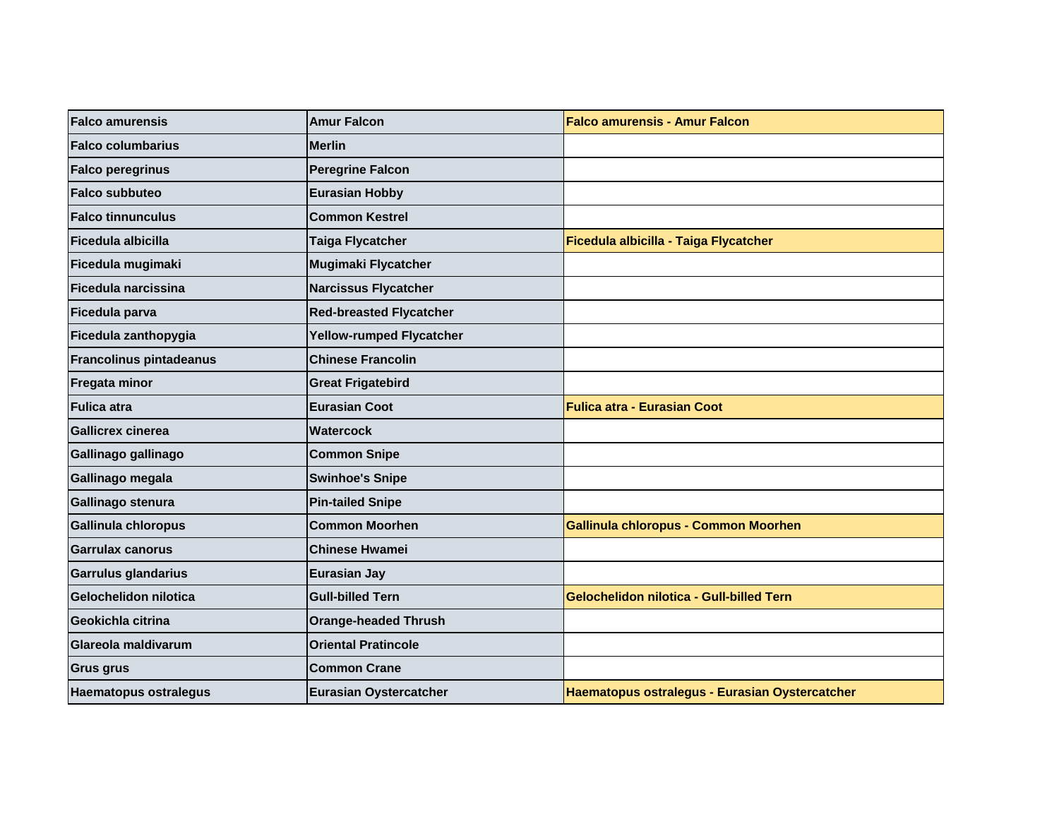| Falco amurensis | Amur Falcon | Falco amurensis - Amur Falcon |
|---|---|---|
| Falco columbarius | Merlin | |
| Falco peregrinus | Peregrine Falcon | |
| Falco subbuteo | Eurasian Hobby | |
| Falco tinnunculus | Common Kestrel | |
| Ficedula albicilla | Taiga Flycatcher | Ficedula albicilla - Taiga Flycatcher |
| Ficedula mugimaki | Mugimaki Flycatcher | |
| Ficedula narcissina | Narcissus Flycatcher | |
| Ficedula parva | Red-breasted Flycatcher | |
| Ficedula zanthopygia | Yellow-rumped Flycatcher | |
| Francolinus pintadeanus | Chinese Francolin | |
| Fregata minor | Great Frigatebird | |
| Fulica atra | Eurasian Coot | Fulica atra - Eurasian Coot |
| Gallicrex cinerea | Watercock | |
| Gallinago gallinago | Common Snipe | |
| Gallinago megala | Swinhoe's Snipe | |
| Gallinago stenura | Pin-tailed Snipe | |
| Gallinula chloropus | Common Moorhen | Gallinula chloropus - Common Moorhen |
| Garrulax canorus | Chinese Hwamei | |
| Garrulus glandarius | Eurasian Jay | |
| Gelochelidon nilotica | Gull-billed Tern | Gelochelidon nilotica - Gull-billed Tern |
| Geokichla citrina | Orange-headed Thrush | |
| Glareola maldivarum | Oriental Pratincole | |
| Grus grus | Common Crane | |
| Haematopus ostralegus | Eurasian Oystercatcher | Haematopus ostralegus - Eurasian Oystercatcher |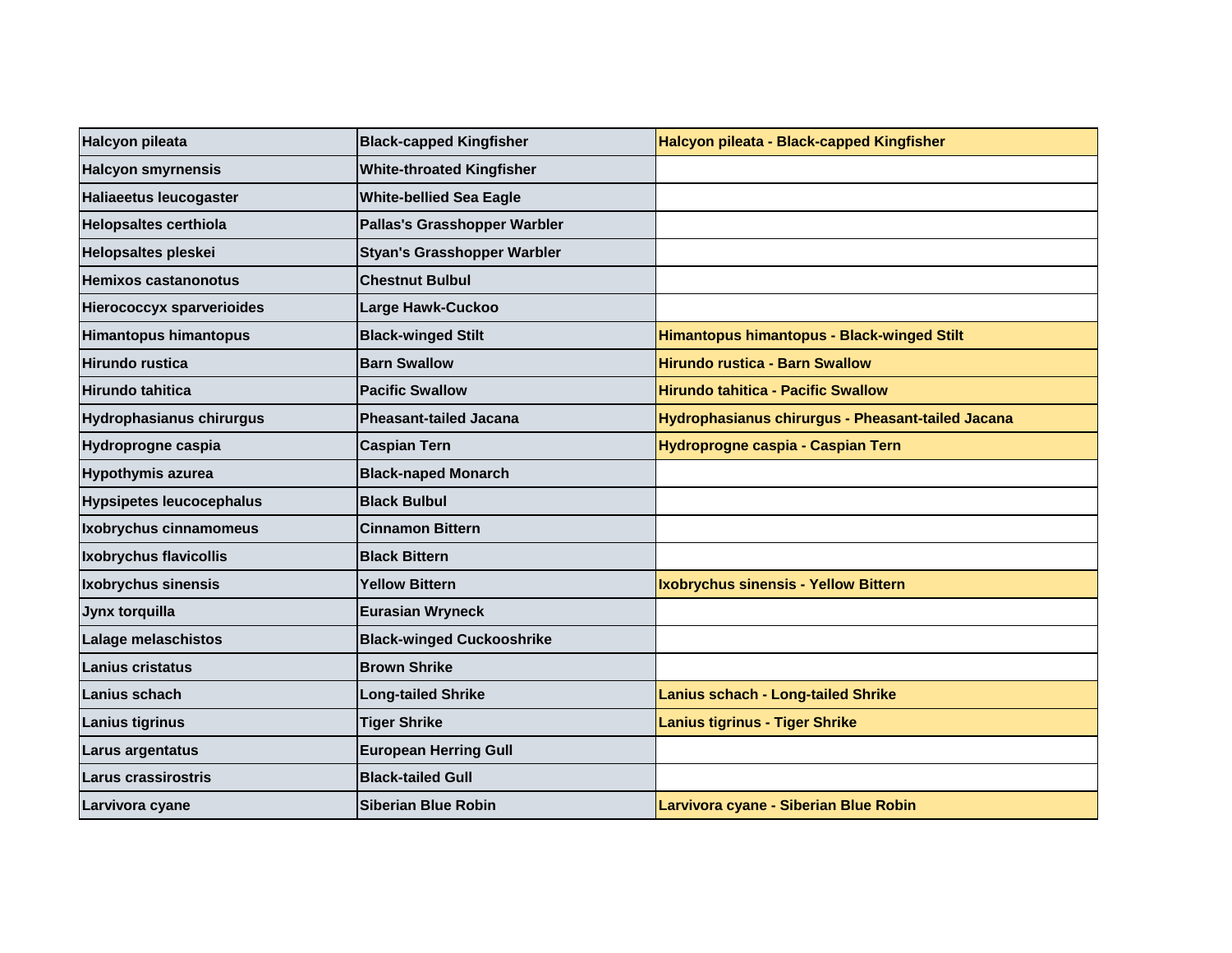| Halcyon pileata | Black-capped Kingfisher | Halcyon pileata - Black-capped Kingfisher |
|---|---|---|
| Halcyon smyrnensis | White-throated Kingfisher | |
| Haliaeetus leucogaster | White-bellied Sea Eagle | |
| Helopsaltes certhiola | Pallas's Grasshopper Warbler | |
| Helopsaltes pleskei | Styan's Grasshopper Warbler | |
| Hemixos castanonotus | Chestnut Bulbul | |
| Hierococcyx sparverioides | Large Hawk-Cuckoo | |
| Himantopus himantopus | Black-winged Stilt | Himantopus himantopus - Black-winged Stilt |
| Hirundo rustica | Barn Swallow | Hirundo rustica - Barn Swallow |
| Hirundo tahitica | Pacific Swallow | Hirundo tahitica - Pacific Swallow |
| Hydrophasianus chirurgus | Pheasant-tailed Jacana | Hydrophasianus chirurgus - Pheasant-tailed Jacana |
| Hydroprogne caspia | Caspian Tern | Hydroprogne caspia - Caspian Tern |
| Hypothymis azurea | Black-naped Monarch | |
| Hypsipetes leucocephalus | Black Bulbul | |
| Ixobrychus cinnamomeus | Cinnamon Bittern | |
| Ixobrychus flavicollis | Black Bittern | |
| Ixobrychus sinensis | Yellow Bittern | Ixobrychus sinensis - Yellow Bittern |
| Jynx torquilla | Eurasian Wryneck | |
| Lalage melaschistos | Black-winged Cuckooshrike | |
| Lanius cristatus | Brown Shrike | |
| Lanius schach | Long-tailed Shrike | Lanius schach - Long-tailed Shrike |
| Lanius tigrinus | Tiger Shrike | Lanius tigrinus - Tiger Shrike |
| Larus argentatus | European Herring Gull | |
| Larus crassirostris | Black-tailed Gull | |
| Larvivora cyane | Siberian Blue Robin | Larvivora cyane - Siberian Blue Robin |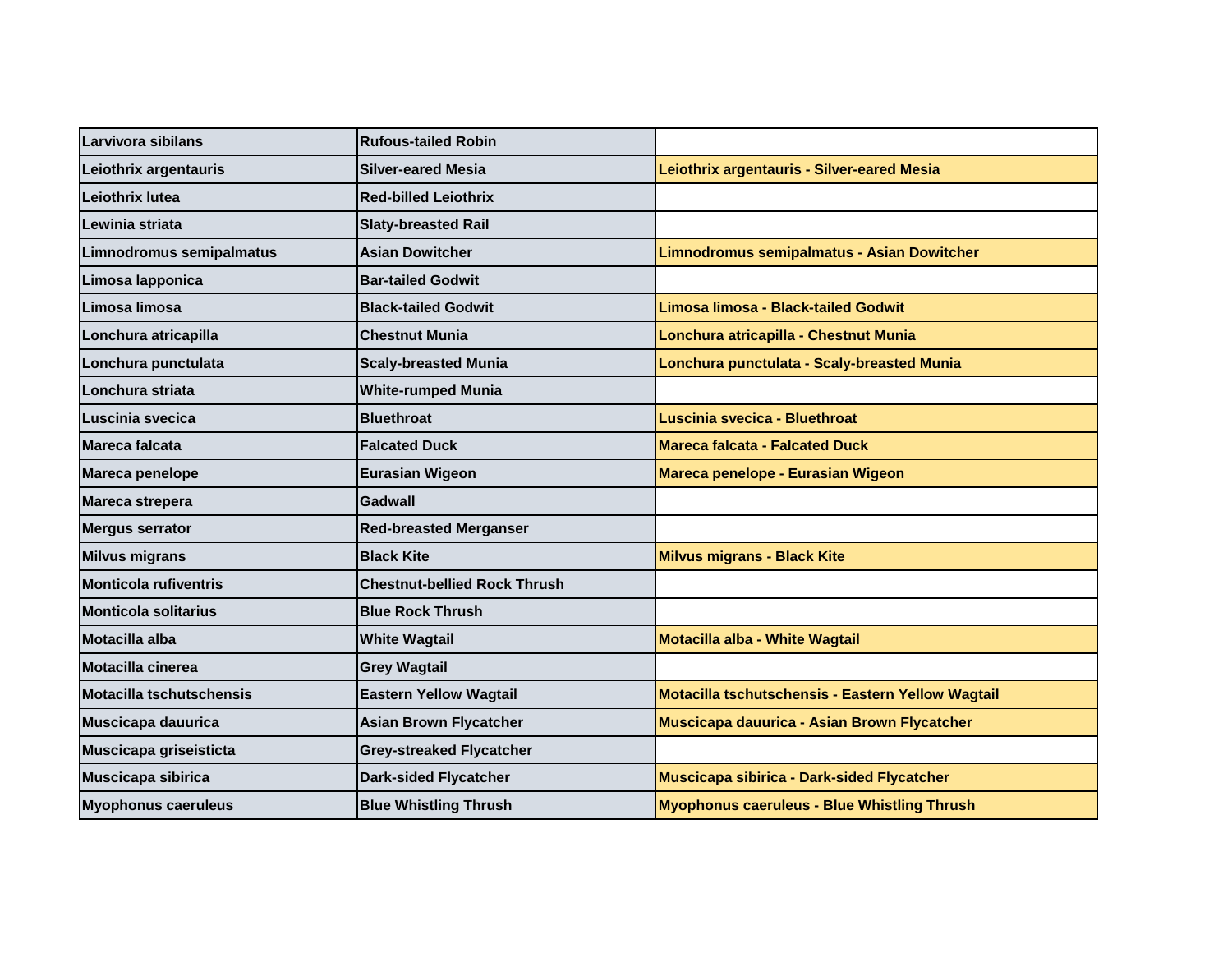| Larvivora sibilans | Rufous-tailed Robin | |
|---|---|---|
| Leiothrix argentauris | Silver-eared Mesia | Leiothrix argentauris - Silver-eared Mesia |
| Leiothrix lutea | Red-billed Leiothrix | |
| Lewinia striata | Slaty-breasted Rail | |
| Limnodromus semipalmatus | Asian Dowitcher | Limnodromus semipalmatus - Asian Dowitcher |
| Limosa lapponica | Bar-tailed Godwit | |
| Limosa limosa | Black-tailed Godwit | Limosa limosa - Black-tailed Godwit |
| Lonchura atricapilla | Chestnut Munia | Lonchura atricapilla - Chestnut Munia |
| Lonchura punctulata | Scaly-breasted Munia | Lonchura punctulata - Scaly-breasted Munia |
| Lonchura striata | White-rumped Munia | |
| Luscinia svecica | Bluethroat | Luscinia svecica - Bluethroat |
| Mareca falcata | Falcated Duck | Mareca falcata - Falcated Duck |
| Mareca penelope | Eurasian Wigeon | Mareca penelope - Eurasian Wigeon |
| Mareca strepera | Gadwall | |
| Mergus serrator | Red-breasted Merganser | |
| Milvus migrans | Black Kite | Milvus migrans - Black Kite |
| Monticola rufiventris | Chestnut-bellied Rock Thrush | |
| Monticola solitarius | Blue Rock Thrush | |
| Motacilla alba | White Wagtail | Motacilla alba - White Wagtail |
| Motacilla cinerea | Grey Wagtail | |
| Motacilla tschutschensis | Eastern Yellow Wagtail | Motacilla tschutschensis - Eastern Yellow Wagtail |
| Muscicapa dauurica | Asian Brown Flycatcher | Muscicapa dauurica - Asian Brown Flycatcher |
| Muscicapa griseisticta | Grey-streaked Flycatcher | |
| Muscicapa sibirica | Dark-sided Flycatcher | Muscicapa sibirica - Dark-sided Flycatcher |
| Myophonus caeruleus | Blue Whistling Thrush | Myophonus caeruleus - Blue Whistling Thrush |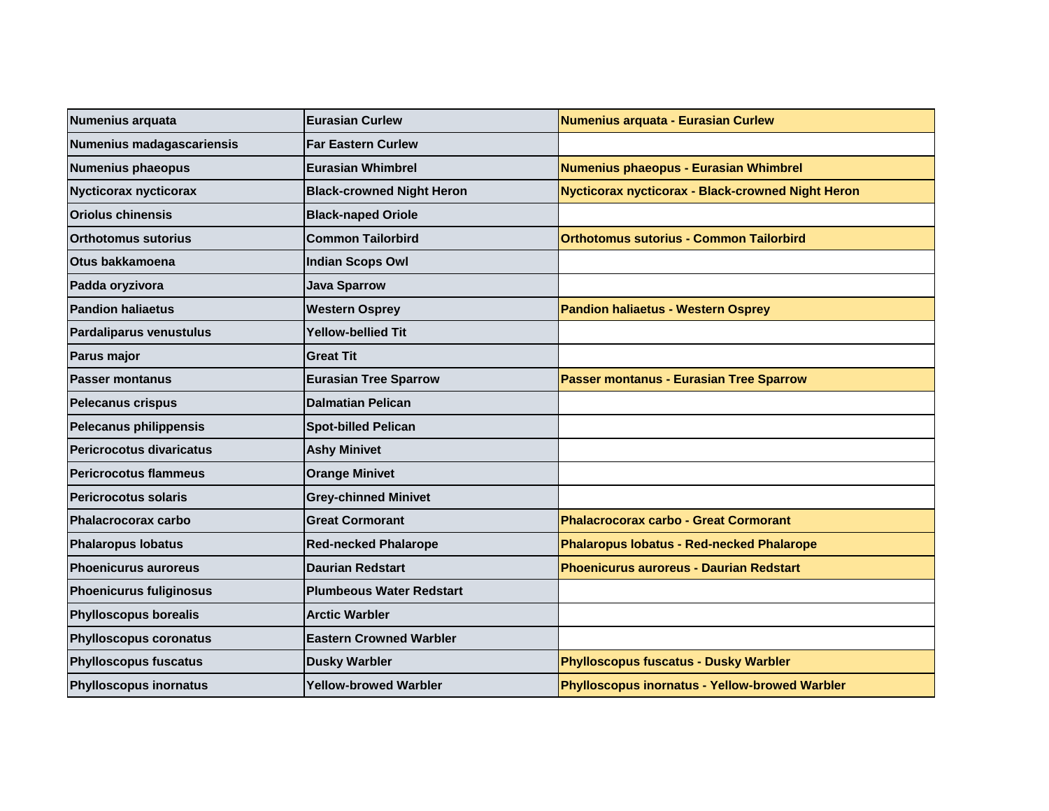| Numenius arquata | Eurasian Curlew | Numenius arquata - Eurasian Curlew |
|---|---|---|
| Numenius madagascariensis | Far Eastern Curlew | |
| Numenius phaeopus | Eurasian Whimbrel | Numenius phaeopus - Eurasian Whimbrel |
| Nycticorax nycticorax | Black-crowned Night Heron | Nycticorax nycticorax - Black-crowned Night Heron |
| Oriolus chinensis | Black-naped Oriole | |
| Orthotomus sutorius | Common Tailorbird | Orthotomus sutorius - Common Tailorbird |
| Otus bakkamoena | Indian Scops Owl | |
| Padda oryzivora | Java Sparrow | |
| Pandion haliaetus | Western Osprey | Pandion haliaetus - Western Osprey |
| Pardaliparus venustulus | Yellow-bellied Tit | |
| Parus major | Great Tit | |
| Passer montanus | Eurasian Tree Sparrow | Passer montanus - Eurasian Tree Sparrow |
| Pelecanus crispus | Dalmatian Pelican | |
| Pelecanus philippensis | Spot-billed Pelican | |
| Pericrocotus divaricatus | Ashy Minivet | |
| Pericrocotus flammeus | Orange Minivet | |
| Pericrocotus solaris | Grey-chinned Minivet | |
| Phalacrocorax carbo | Great Cormorant | Phalacrocorax carbo - Great Cormorant |
| Phalaropus lobatus | Red-necked Phalarope | Phalaropus lobatus - Red-necked Phalarope |
| Phoenicurus auroreus | Daurian Redstart | Phoenicurus auroreus - Daurian Redstart |
| Phoenicurus fuliginosus | Plumbeous Water Redstart | |
| Phylloscopus borealis | Arctic Warbler | |
| Phylloscopus coronatus | Eastern Crowned Warbler | |
| Phylloscopus fuscatus | Dusky Warbler | Phylloscopus fuscatus - Dusky Warbler |
| Phylloscopus inornatus | Yellow-browed Warbler | Phylloscopus inornatus - Yellow-browed Warbler |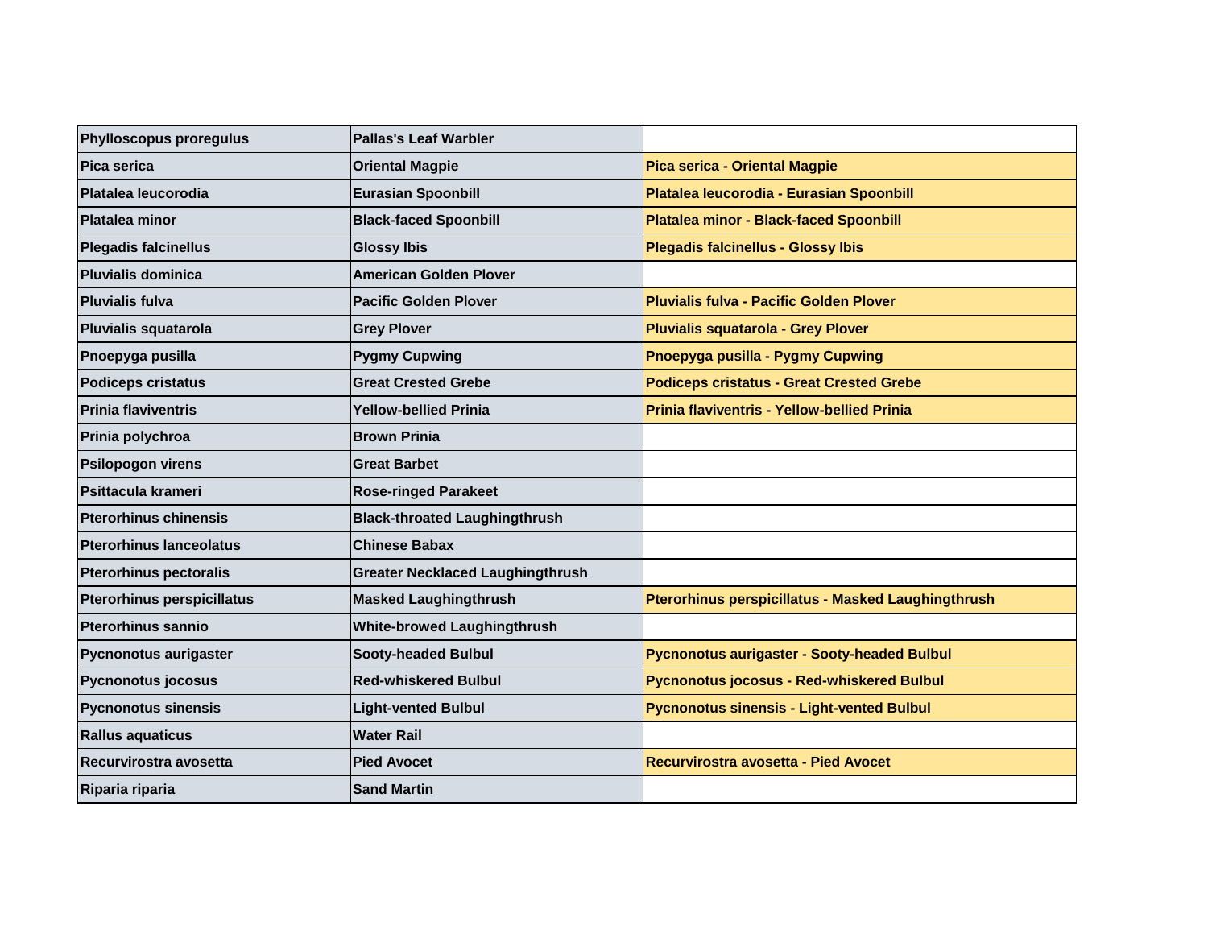| Phylloscopus proregulus | Pallas's Leaf Warbler | |
|---|---|---|
| Pica serica | Oriental Magpie | Pica serica - Oriental Magpie |
| Platalea leucorodia | Eurasian Spoonbill | Platalea leucorodia - Eurasian Spoonbill |
| Platalea minor | Black-faced Spoonbill | Platalea minor - Black-faced Spoonbill |
| Plegadis falcinellus | Glossy Ibis | Plegadis falcinellus - Glossy Ibis |
| Pluvialis dominica | American Golden Plover | |
| Pluvialis fulva | Pacific Golden Plover | Pluvialis fulva - Pacific Golden Plover |
| Pluvialis squatarola | Grey Plover | Pluvialis squatarola - Grey Plover |
| Pnoepyga pusilla | Pygmy Cupwing | Pnoepyga pusilla - Pygmy Cupwing |
| Podiceps cristatus | Great Crested Grebe | Podiceps cristatus - Great Crested Grebe |
| Prinia flaviventris | Yellow-bellied Prinia | Prinia flaviventris - Yellow-bellied Prinia |
| Prinia polychroa | Brown Prinia | |
| Psilopogon virens | Great Barbet | |
| Psittacula krameri | Rose-ringed Parakeet | |
| Pterorhinus chinensis | Black-throated Laughingthrush | |
| Pterorhinus lanceolatus | Chinese Babax | |
| Pterorhinus pectoralis | Greater Necklaced Laughingthrush | |
| Pterorhinus perspicillatus | Masked Laughingthrush | Pterorhinus perspicillatus - Masked Laughingthrush |
| Pterorhinus sannio | White-browed Laughingthrush | |
| Pycnonotus aurigaster | Sooty-headed Bulbul | Pycnonotus aurigaster - Sooty-headed Bulbul |
| Pycnonotus jocosus | Red-whiskered Bulbul | Pycnonotus jocosus - Red-whiskered Bulbul |
| Pycnonotus sinensis | Light-vented Bulbul | Pycnonotus sinensis - Light-vented Bulbul |
| Rallus aquaticus | Water Rail | |
| Recurvirostra avosetta | Pied Avocet | Recurvirostra avosetta - Pied Avocet |
| Riparia riparia | Sand Martin | |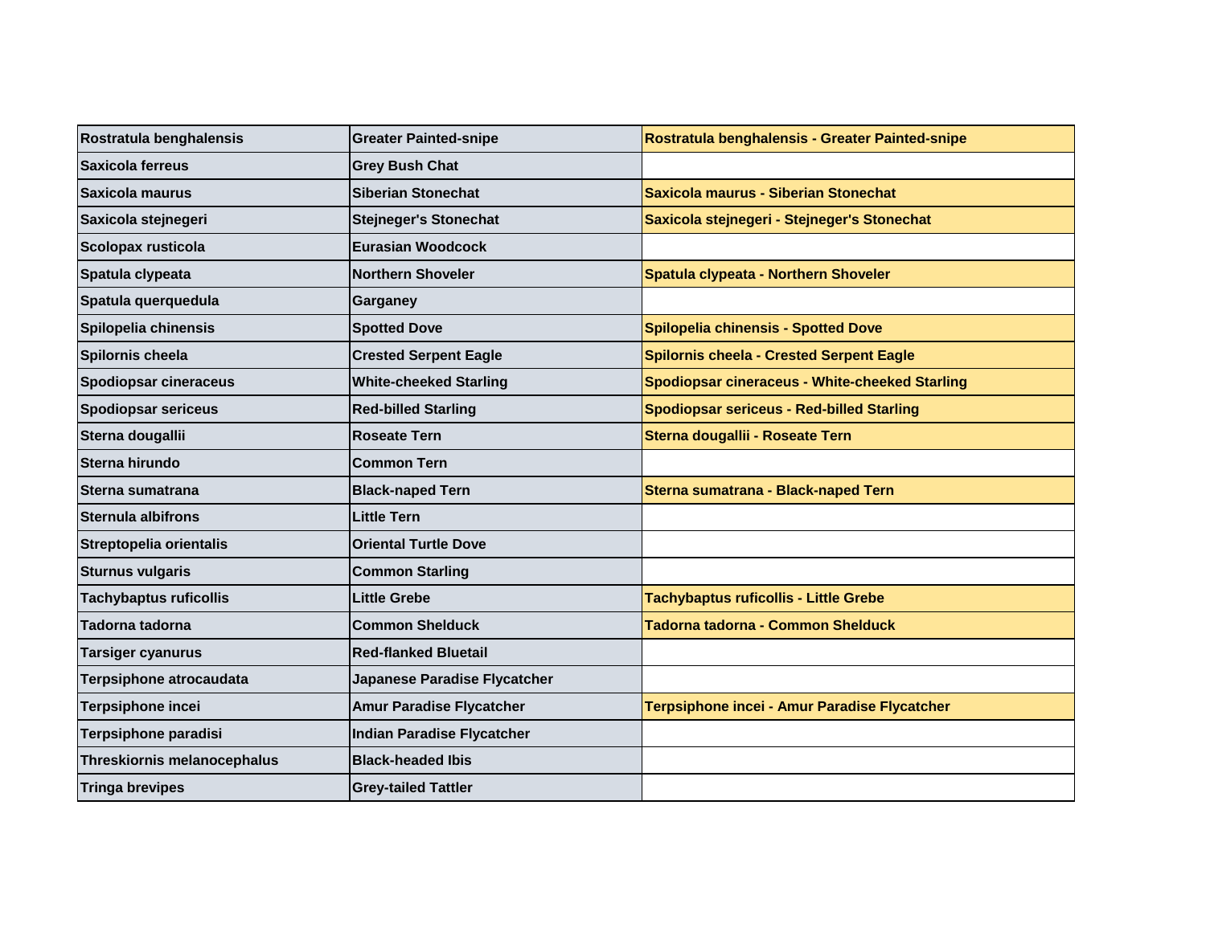| Rostratula benghalensis | Greater Painted-snipe | Rostratula benghalensis - Greater Painted-snipe |
|---|---|---|
| Saxicola ferreus | Grey Bush Chat | |
| Saxicola maurus | Siberian Stonechat | Saxicola maurus - Siberian Stonechat |
| Saxicola stejnegeri | Stejneger's Stonechat | Saxicola stejnegeri - Stejneger's Stonechat |
| Scolopax rusticola | Eurasian Woodcock | |
| Spatula clypeata | Northern Shoveler | Spatula clypeata - Northern Shoveler |
| Spatula querquedula | Garganey | |
| Spilopelia chinensis | Spotted Dove | Spilopelia chinensis - Spotted Dove |
| Spilornis cheela | Crested Serpent Eagle | Spilornis cheela - Crested Serpent Eagle |
| Spodiopsar cineraceus | White-cheeked Starling | Spodiopsar cineraceus - White-cheeked Starling |
| Spodiopsar sericeus | Red-billed Starling | Spodiopsar sericeus - Red-billed Starling |
| Sterna dougallii | Roseate Tern | Sterna dougallii - Roseate Tern |
| Sterna hirundo | Common Tern | |
| Sterna sumatrana | Black-naped Tern | Sterna sumatrana - Black-naped Tern |
| Sternula albifrons | Little Tern | |
| Streptopelia orientalis | Oriental Turtle Dove | |
| Sturnus vulgaris | Common Starling | |
| Tachybaptus ruficollis | Little Grebe | Tachybaptus ruficollis - Little Grebe |
| Tadorna tadorna | Common Shelduck | Tadorna tadorna - Common Shelduck |
| Tarsiger cyanurus | Red-flanked Bluetail | |
| Terpsiphone atrocaudata | Japanese Paradise Flycatcher | |
| Terpsiphone incei | Amur Paradise Flycatcher | Terpsiphone incei - Amur Paradise Flycatcher |
| Terpsiphone paradisi | Indian Paradise Flycatcher | |
| Threskiornis melanocephalus | Black-headed Ibis | |
| Tringa brevipes | Grey-tailed Tattler | |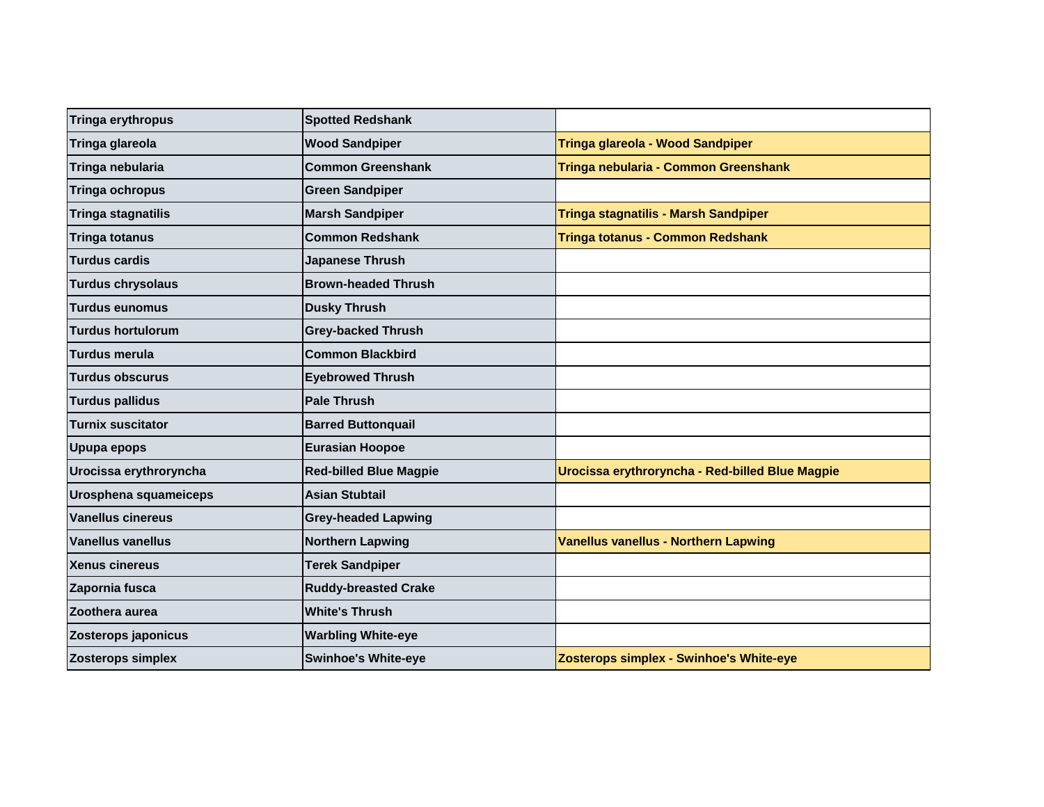| | | |
|---|---|---|
| **Tringa erythropus** | **Spotted Redshank** | |
| **Tringa glareola** | **Wood Sandpiper** | **Tringa glareola - Wood Sandpiper** |
| **Tringa nebularia** | **Common Greenshank** | **Tringa nebularia - Common Greenshank** |
| **Tringa ochropus** | **Green Sandpiper** | |
| **Tringa stagnatilis** | **Marsh Sandpiper** | **Tringa stagnatilis - Marsh Sandpiper** |
| **Tringa totanus** | **Common Redshank** | **Tringa totanus - Common Redshank** |
| **Turdus cardis** | **Japanese Thrush** | |
| **Turdus chrysolaus** | **Brown-headed Thrush** | |
| **Turdus eunomus** | **Dusky Thrush** | |
| **Turdus hortulorum** | **Grey-backed Thrush** | |
| **Turdus merula** | **Common Blackbird** | |
| **Turdus obscurus** | **Eyebrowed Thrush** | |
| **Turdus pallidus** | **Pale Thrush** | |
| **Turnix suscitator** | **Barred Buttonquail** | |
| **Upupa epops** | **Eurasian Hoopoe** | |
| **Urocissa erythroryncha** | **Red-billed Blue Magpie** | **Urocissa erythroryncha - Red-billed Blue Magpie** |
| **Urosphena squameiceps** | **Asian Stubtail** | |
| **Vanellus cinereus** | **Grey-headed Lapwing** | |
| **Vanellus vanellus** | **Northern Lapwing** | **Vanellus vanellus - Northern Lapwing** |
| **Xenus cinereus** | **Terek Sandpiper** | |
| **Zapornia fusca** | **Ruddy-breasted Crake** | |
| **Zoothera aurea** | **White's Thrush** | |
| **Zosterops japonicus** | **Warbling White-eye** | |
| **Zosterops simplex** | **Swinhoe's White-eye** | **Zosterops simplex - Swinhoe's White-eye** |